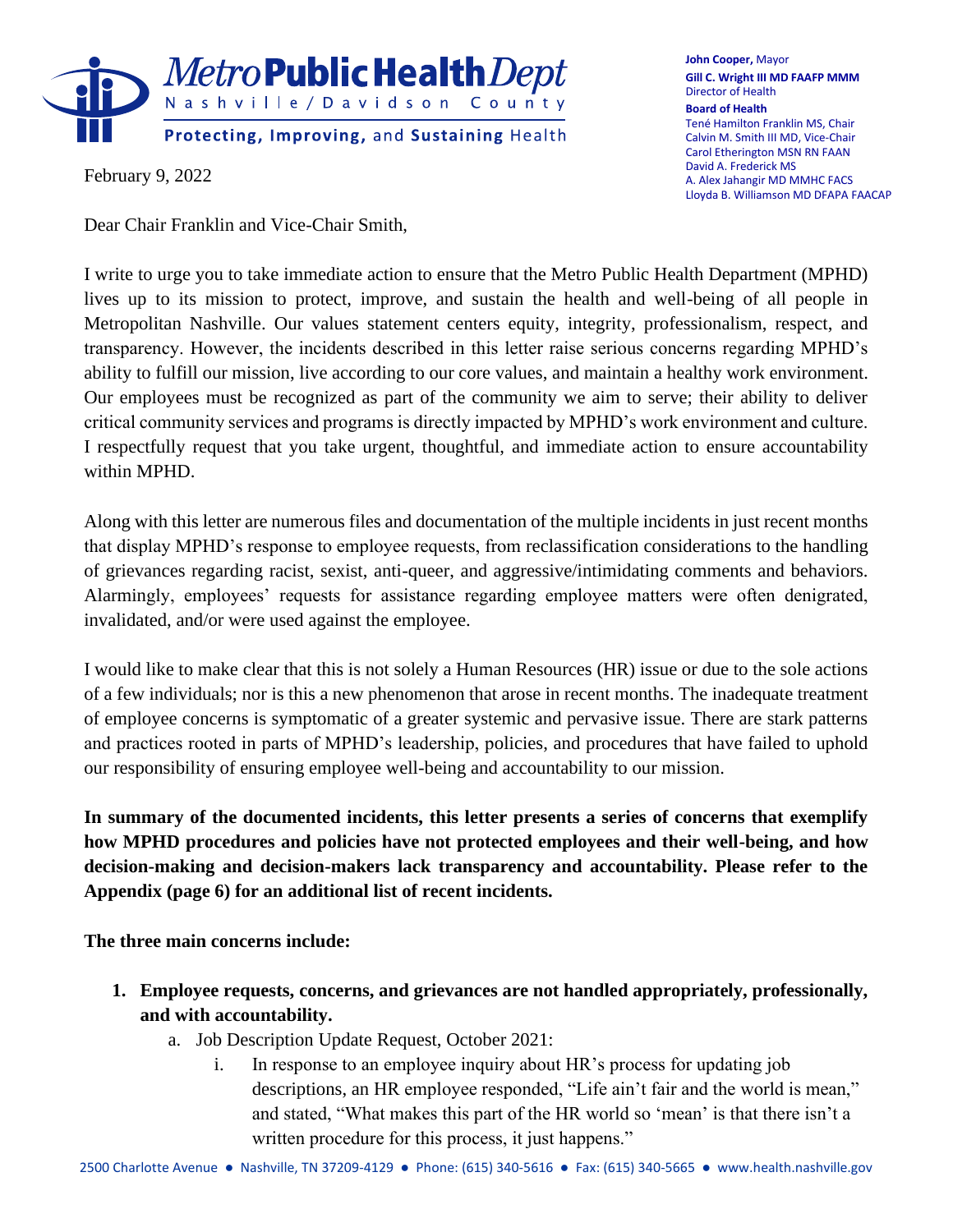**Metro Public Health Dept**
Nashville/Davidson County
Protecting, Improving, and Sustaining Health

**John Cooper,** Mayor
**Gill C. Wright III MD FAAFP MMM**
Director of Health
**Board of Health**
Tené Hamilton Franklin MS, Chair
Calvin M. Smith III MD, Vice-Chair
Carol Etherington MSN RN FAAN
David A. Frederick MS
A. Alex Jahangir MD MMHC FACS
Lloyda B. Williamson MD DFAPA FAACAP

February 9, 2022

Dear Chair Franklin and Vice-Chair Smith,

I write to urge you to take immediate action to ensure that the Metro Public Health Department (MPHD) lives up to its mission to protect, improve, and sustain the health and well-being of all people in Metropolitan Nashville. Our values statement centers equity, integrity, professionalism, respect, and transparency. However, the incidents described in this letter raise serious concerns regarding MPHD's ability to fulfill our mission, live according to our core values, and maintain a healthy work environment. Our employees must be recognized as part of the community we aim to serve; their ability to deliver critical community services and programs is directly impacted by MPHD's work environment and culture. I respectfully request that you take urgent, thoughtful, and immediate action to ensure accountability within MPHD.

Along with this letter are numerous files and documentation of the multiple incidents in just recent months that display MPHD's response to employee requests, from reclassification considerations to the handling of grievances regarding racist, sexist, anti-queer, and aggressive/intimidating comments and behaviors. Alarmingly, employees' requests for assistance regarding employee matters were often denigrated, invalidated, and/or were used against the employee.

I would like to make clear that this is not solely a Human Resources (HR) issue or due to the sole actions of a few individuals; nor is this a new phenomenon that arose in recent months. The inadequate treatment of employee concerns is symptomatic of a greater systemic and pervasive issue. There are stark patterns and practices rooted in parts of MPHD's leadership, policies, and procedures that have failed to uphold our responsibility of ensuring employee well-being and accountability to our mission.

**In summary of the documented incidents, this letter presents a series of concerns that exemplify how MPHD procedures and policies have not protected employees and their well-being, and how decision-making and decision-makers lack transparency and accountability. Please refer to the Appendix (page 6) for an additional list of recent incidents.**

**The three main concerns include:**

1. **Employee requests, concerns, and grievances are not handled appropriately, professionally, and with accountability.**
   a. Job Description Update Request, October 2021:
      i. In response to an employee inquiry about HR's process for updating job descriptions, an HR employee responded, "Life ain't fair and the world is mean," and stated, "What makes this part of the HR world so 'mean' is that there isn't a written procedure for this process, it just happens."

2500 Charlotte Avenue ● Nashville, TN 37209-4129 ● Phone: (615) 340-5616 ● Fax: (615) 340-5665 ● www.health.nashville.gov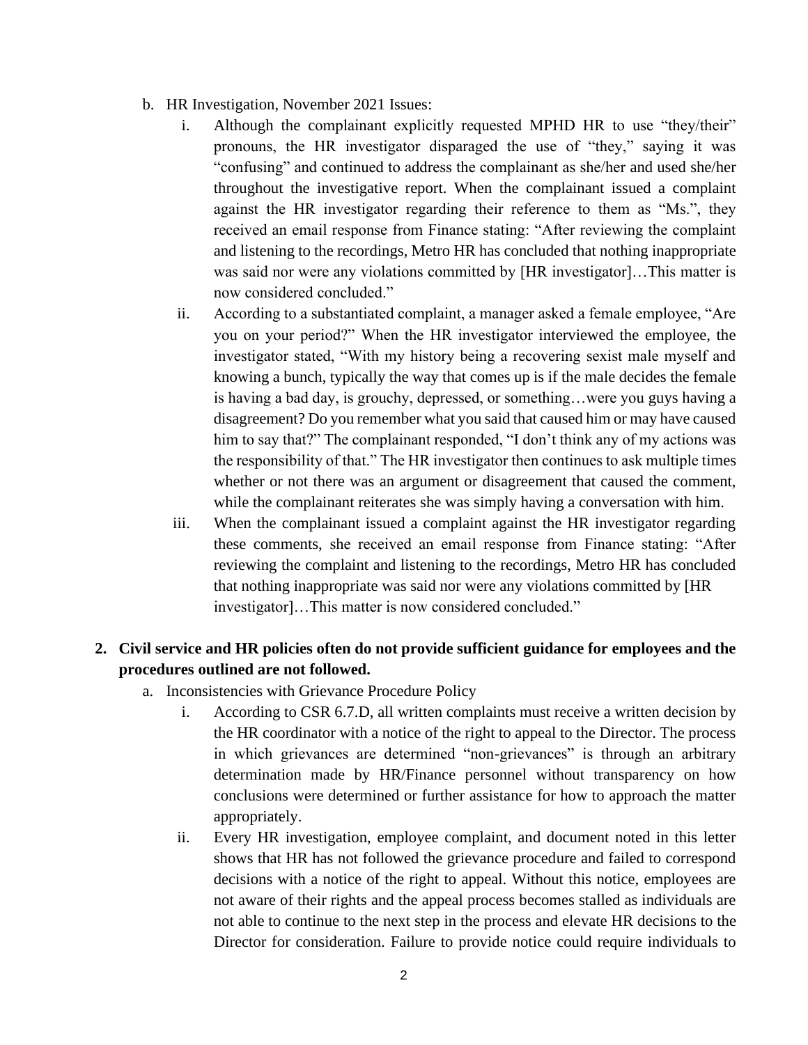b. HR Investigation, November 2021 Issues:

   i. Although the complainant explicitly requested MPHD HR to use "they/their" pronouns, the HR investigator disparaged the use of "they," saying it was "confusing" and continued to address the complainant as she/her and used she/her throughout the investigative report. When the complainant issued a complaint against the HR investigator regarding their reference to them as "Ms.", they received an email response from Finance stating: "After reviewing the complaint and listening to the recordings, Metro HR has concluded that nothing inappropriate was said nor were any violations committed by [HR investigator]…This matter is now considered concluded."

   ii. According to a substantiated complaint, a manager asked a female employee, "Are you on your period?" When the HR investigator interviewed the employee, the investigator stated, "With my history being a recovering sexist male myself and knowing a bunch, typically the way that comes up is if the male decides the female is having a bad day, is grouchy, depressed, or something…were you guys having a disagreement? Do you remember what you said that caused him or may have caused him to say that?" The complainant responded, "I don't think any of my actions was the responsibility of that." The HR investigator then continues to ask multiple times whether or not there was an argument or disagreement that caused the comment, while the complainant reiterates she was simply having a conversation with him.

   iii. When the complainant issued a complaint against the HR investigator regarding these comments, she received an email response from Finance stating: "After reviewing the complaint and listening to the recordings, Metro HR has concluded that nothing inappropriate was said nor were any violations committed by [HR investigator]…This matter is now considered concluded."

**2. Civil service and HR policies often do not provide sufficient guidance for employees and the procedures outlined are not followed.**

a. Inconsistencies with Grievance Procedure Policy

   i. According to CSR 6.7.D, all written complaints must receive a written decision by the HR coordinator with a notice of the right to appeal to the Director. The process in which grievances are determined "non-grievances" is through an arbitrary determination made by HR/Finance personnel without transparency on how conclusions were determined or further assistance for how to approach the matter appropriately.

   ii. Every HR investigation, employee complaint, and document noted in this letter shows that HR has not followed the grievance procedure and failed to correspond decisions with a notice of the right to appeal. Without this notice, employees are not aware of their rights and the appeal process becomes stalled as individuals are not able to continue to the next step in the process and elevate HR decisions to the Director for consideration. Failure to provide notice could require individuals to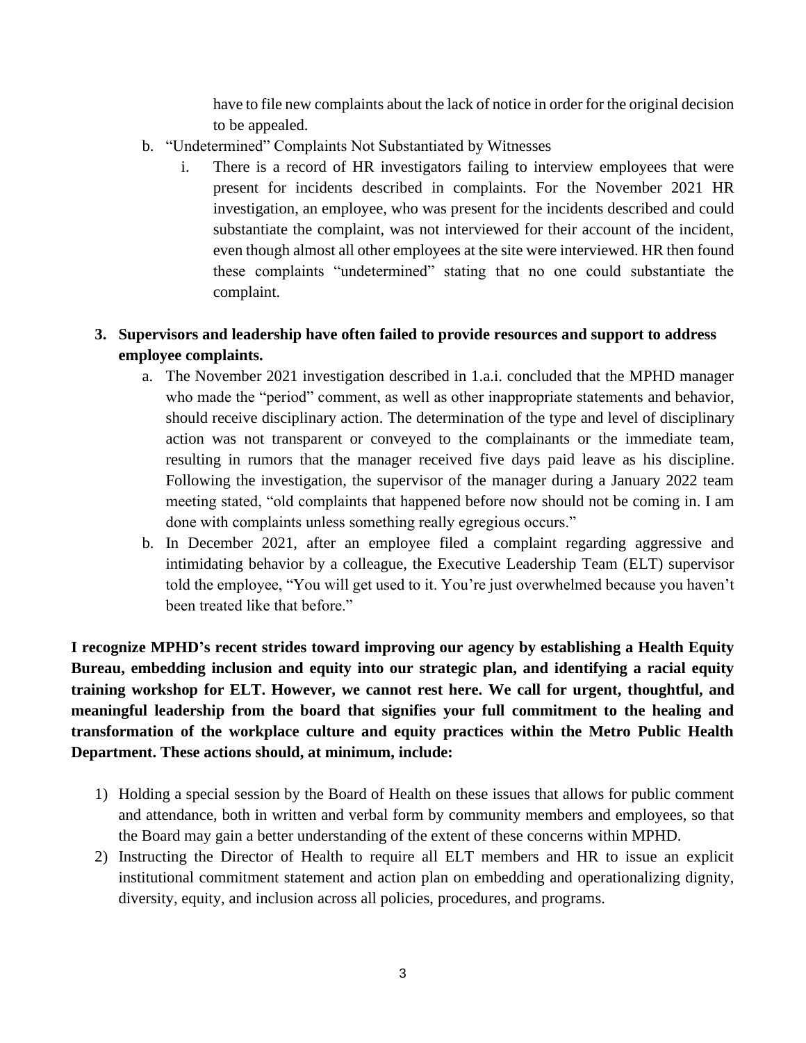have to file new complaints about the lack of notice in order for the original decision to be appealed.

b. "Undetermined" Complaints Not Substantiated by Witnesses

    i. There is a record of HR investigators failing to interview employees that were present for incidents described in complaints. For the November 2021 HR investigation, an employee, who was present for the incidents described and could substantiate the complaint, was not interviewed for their account of the incident, even though almost all other employees at the site were interviewed. HR then found these complaints "undetermined" stating that no one could substantiate the complaint.

**3. Supervisors and leadership have often failed to provide resources and support to address employee complaints.**

a. The November 2021 investigation described in 1.a.i. concluded that the MPHD manager who made the "period" comment, as well as other inappropriate statements and behavior, should receive disciplinary action. The determination of the type and level of disciplinary action was not transparent or conveyed to the complainants or the immediate team, resulting in rumors that the manager received five days paid leave as his discipline. Following the investigation, the supervisor of the manager during a January 2022 team meeting stated, "old complaints that happened before now should not be coming in. I am done with complaints unless something really egregious occurs."

b. In December 2021, after an employee filed a complaint regarding aggressive and intimidating behavior by a colleague, the Executive Leadership Team (ELT) supervisor told the employee, "You will get used to it. You're just overwhelmed because you haven't been treated like that before."

**I recognize MPHD's recent strides toward improving our agency by establishing a Health Equity Bureau, embedding inclusion and equity into our strategic plan, and identifying a racial equity training workshop for ELT. However, we cannot rest here. We call for urgent, thoughtful, and meaningful leadership from the board that signifies your full commitment to the healing and transformation of the workplace culture and equity practices within the Metro Public Health Department. These actions should, at minimum, include:**

1) Holding a special session by the Board of Health on these issues that allows for public comment and attendance, both in written and verbal form by community members and employees, so that the Board may gain a better understanding of the extent of these concerns within MPHD.
2) Instructing the Director of Health to require all ELT members and HR to issue an explicit institutional commitment statement and action plan on embedding and operationalizing dignity, diversity, equity, and inclusion across all policies, procedures, and programs.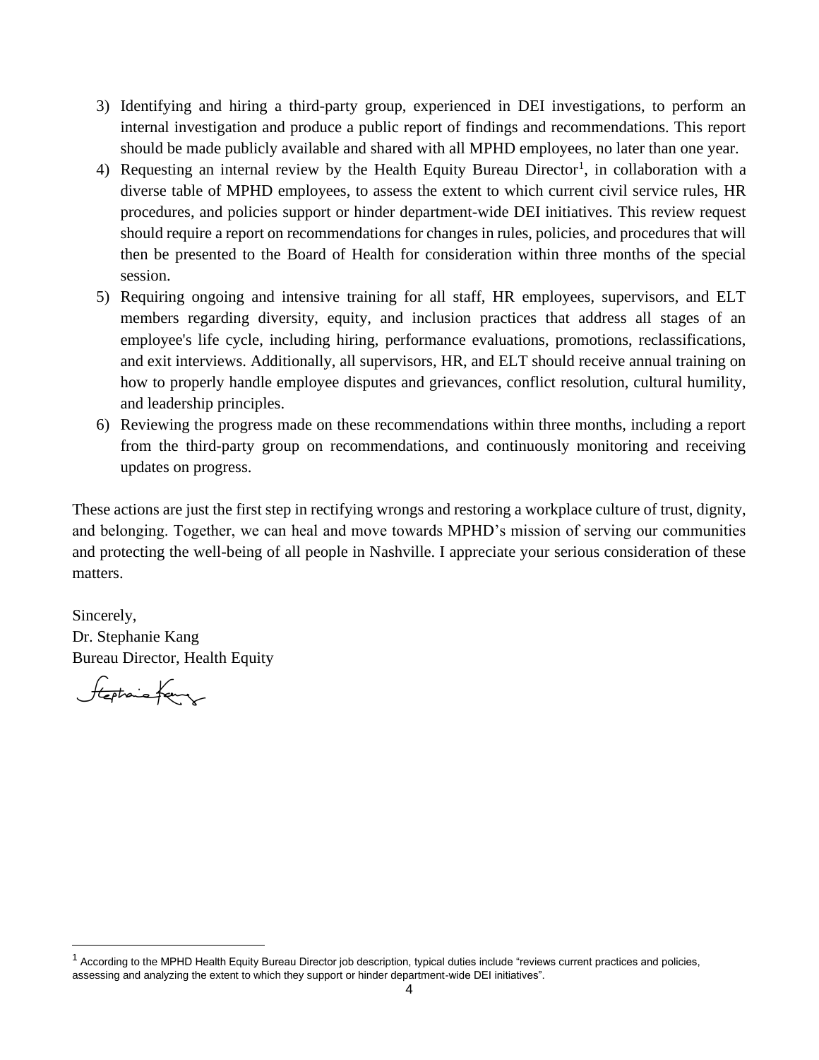3) Identifying and hiring a third-party group, experienced in DEI investigations, to perform an internal investigation and produce a public report of findings and recommendations. This report should be made publicly available and shared with all MPHD employees, no later than one year.
4) Requesting an internal review by the Health Equity Bureau Director[1], in collaboration with a diverse table of MPHD employees, to assess the extent to which current civil service rules, HR procedures, and policies support or hinder department-wide DEI initiatives. This review request should require a report on recommendations for changes in rules, policies, and procedures that will then be presented to the Board of Health for consideration within three months of the special session.
5) Requiring ongoing and intensive training for all staff, HR employees, supervisors, and ELT members regarding diversity, equity, and inclusion practices that address all stages of an employee's life cycle, including hiring, performance evaluations, promotions, reclassifications, and exit interviews. Additionally, all supervisors, HR, and ELT should receive annual training on how to properly handle employee disputes and grievances, conflict resolution, cultural humility, and leadership principles.
6) Reviewing the progress made on these recommendations within three months, including a report from the third-party group on recommendations, and continuously monitoring and receiving updates on progress.

These actions are just the first step in rectifying wrongs and restoring a workplace culture of trust, dignity, and belonging. Together, we can heal and move towards MPHD's mission of serving our communities and protecting the well-being of all people in Nashville. I appreciate your serious consideration of these matters.

Sincerely,
Dr. Stephanie Kang
Bureau Director, Health Equity

---

[1] According to the MPHD Health Equity Bureau Director job description, typical duties include "reviews current practices and policies, assessing and analyzing the extent to which they support or hinder department-wide DEI initiatives".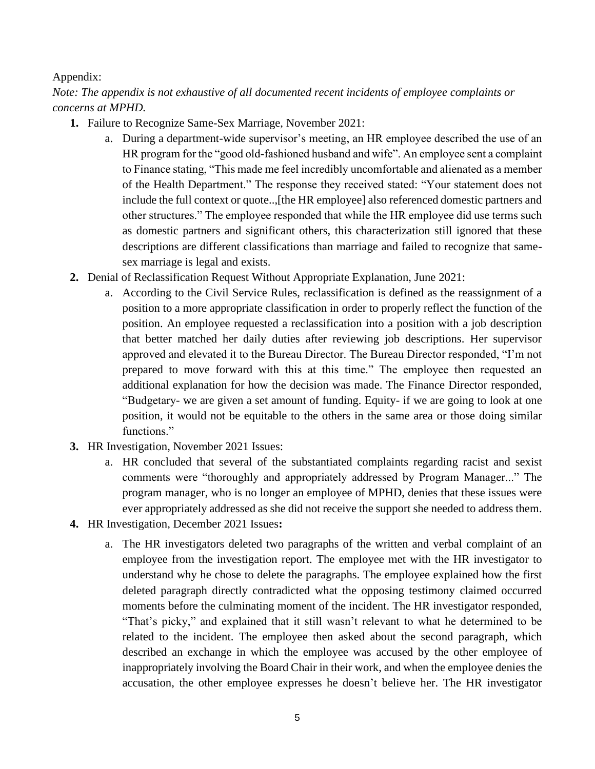Appendix:

*Note: The appendix is not exhaustive of all documented recent incidents of employee complaints or concerns at MPHD.*

1. Failure to Recognize Same-Sex Marriage, November 2021:
   a. During a department-wide supervisor's meeting, an HR employee described the use of an HR program for the "good old-fashioned husband and wife". An employee sent a complaint to Finance stating, "This made me feel incredibly uncomfortable and alienated as a member of the Health Department." The response they received stated: "Your statement does not include the full context or quote..,[the HR employee] also referenced domestic partners and other structures." The employee responded that while the HR employee did use terms such as domestic partners and significant others, this characterization still ignored that these descriptions are different classifications than marriage and failed to recognize that same-sex marriage is legal and exists.
2. Denial of Reclassification Request Without Appropriate Explanation, June 2021:
   a. According to the Civil Service Rules, reclassification is defined as the reassignment of a position to a more appropriate classification in order to properly reflect the function of the position. An employee requested a reclassification into a position with a job description that better matched her daily duties after reviewing job descriptions. Her supervisor approved and elevated it to the Bureau Director. The Bureau Director responded, "I'm not prepared to move forward with this at this time." The employee then requested an additional explanation for how the decision was made. The Finance Director responded, "Budgetary- we are given a set amount of funding. Equity- if we are going to look at one position, it would not be equitable to the others in the same area or those doing similar functions."
3. HR Investigation, November 2021 Issues:
   a. HR concluded that several of the substantiated complaints regarding racist and sexist comments were "thoroughly and appropriately addressed by Program Manager..." The program manager, who is no longer an employee of MPHD, denies that these issues were ever appropriately addressed as she did not receive the support she needed to address them.
4. HR Investigation, December 2021 Issues**:**
   a. The HR investigators deleted two paragraphs of the written and verbal complaint of an employee from the investigation report. The employee met with the HR investigator to understand why he chose to delete the paragraphs. The employee explained how the first deleted paragraph directly contradicted what the opposing testimony claimed occurred moments before the culminating moment of the incident. The HR investigator responded, "That's picky," and explained that it still wasn't relevant to what he determined to be related to the incident. The employee then asked about the second paragraph, which described an exchange in which the employee was accused by the other employee of inappropriately involving the Board Chair in their work, and when the employee denies the accusation, the other employee expresses he doesn't believe her. The HR investigator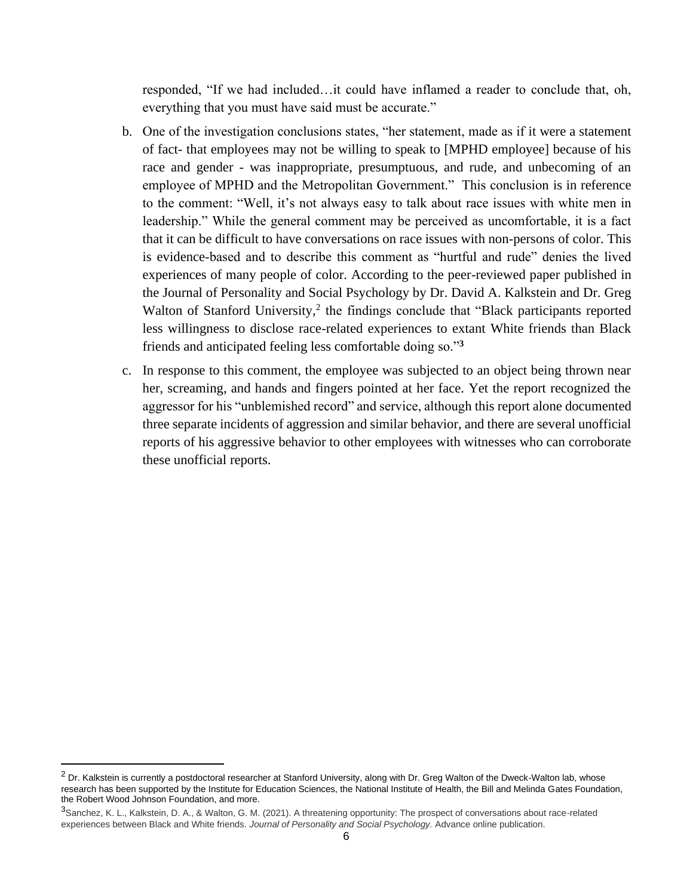responded, "If we had included…it could have inflamed a reader to conclude that, oh, everything that you must have said must be accurate."

b. One of the investigation conclusions states, "her statement, made as if it were a statement of fact- that employees may not be willing to speak to [MPHD employee] because of his race and gender - was inappropriate, presumptuous, and rude, and unbecoming of an employee of MPHD and the Metropolitan Government." This conclusion is in reference to the comment: "Well, it's not always easy to talk about race issues with white men in leadership." While the general comment may be perceived as uncomfortable, it is a fact that it can be difficult to have conversations on race issues with non-persons of color. This is evidence-based and to describe this comment as "hurtful and rude" denies the lived experiences of many people of color. According to the peer-reviewed paper published in the Journal of Personality and Social Psychology by Dr. David A. Kalkstein and Dr. Greg Walton of Stanford University,[2] the findings conclude that "Black participants reported less willingness to disclose race-related experiences to extant White friends than Black friends and anticipated feeling less comfortable doing so."[3]

c. In response to this comment, the employee was subjected to an object being thrown near her, screaming, and hands and fingers pointed at her face. Yet the report recognized the aggressor for his "unblemished record" and service, although this report alone documented three separate incidents of aggression and similar behavior, and there are several unofficial reports of his aggressive behavior to other employees with witnesses who can corroborate these unofficial reports.

---

[2] Dr. Kalkstein is currently a postdoctoral researcher at Stanford University, along with Dr. Greg Walton of the Dweck-Walton lab, whose research has been supported by the Institute for Education Sciences, the National Institute of Health, the Bill and Melinda Gates Foundation, the Robert Wood Johnson Foundation, and more.

[3] Sanchez, K. L., Kalkstein, D. A., & Walton, G. M. (2021). A threatening opportunity: The prospect of conversations about race-related experiences between Black and White friends. *Journal of Personality and Social Psychology.* Advance online publication.